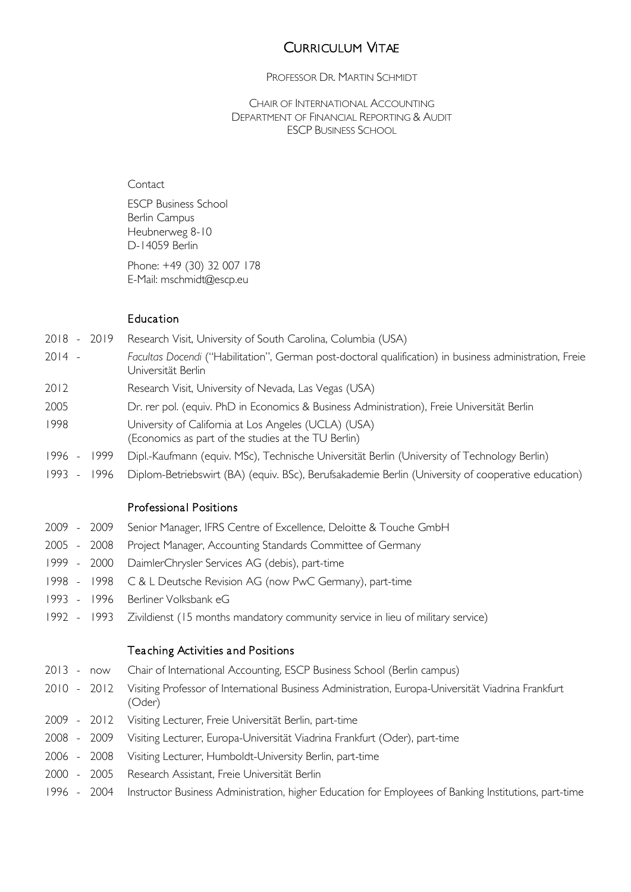# Curriculum Vitae

Professor Dr. Martin Schmidt

Chair of International Accounting
Department of Financial Reporting & Audit
ESCP Business School

Contact

ESCP Business School
Berlin Campus
Heubnerweg 8-10
D-14059 Berlin

Phone: +49 (30) 32 007 178
E-Mail: mschmidt@escp.eu

## Education

| | |
|---|---|
| 2018 - 2019 | Research Visit, University of South Carolina, Columbia (USA) |
| 2014 - | *Facultas Docendi* ("Habilitation", German post-doctoral qualification) in business administration, Freie Universität Berlin |
| 2012 | Research Visit, University of Nevada, Las Vegas (USA) |
| 2005 | Dr. rer pol. (equiv. PhD in Economics & Business Administration), Freie Universität Berlin |
| 1998 | University of California at Los Angeles (UCLA) (USA) (Economics as part of the studies at the TU Berlin) |
| 1996 - 1999 | Dipl.-Kaufmann (equiv. MSc), Technische Universität Berlin (University of Technology Berlin) |
| 1993 - 1996 | Diplom-Betriebswirt (BA) (equiv. BSc), Berufsakademie Berlin (University of cooperative education) |

## Professional Positions

| | |
|---|---|
| 2009 - 2009 | Senior Manager, IFRS Centre of Excellence, Deloitte & Touche GmbH |
| 2005 - 2008 | Project Manager, Accounting Standards Committee of Germany |
| 1999 - 2000 | DaimlerChrysler Services AG (debis), part-time |
| 1998 - 1998 | C & L Deutsche Revision AG (now PwC Germany), part-time |
| 1993 - 1996 | Berliner Volksbank eG |
| 1992 - 1993 | Zivildienst (15 months mandatory community service in lieu of military service) |

## Teaching Activities and Positions

| | |
|---|---|
| 2013 - now | Chair of International Accounting, ESCP Business School (Berlin campus) |
| 2010 - 2012 | Visiting Professor of International Business Administration, Europa-Universität Viadrina Frankfurt (Oder) |
| 2009 - 2012 | Visiting Lecturer, Freie Universität Berlin, part-time |
| 2008 - 2009 | Visiting Lecturer, Europa-Universität Viadrina Frankfurt (Oder), part-time |
| 2006 - 2008 | Visiting Lecturer, Humboldt-University Berlin, part-time |
| 2000 - 2005 | Research Assistant, Freie Universität Berlin |
| 1996 - 2004 | Instructor Business Administration, higher Education for Employees of Banking Institutions, part-time |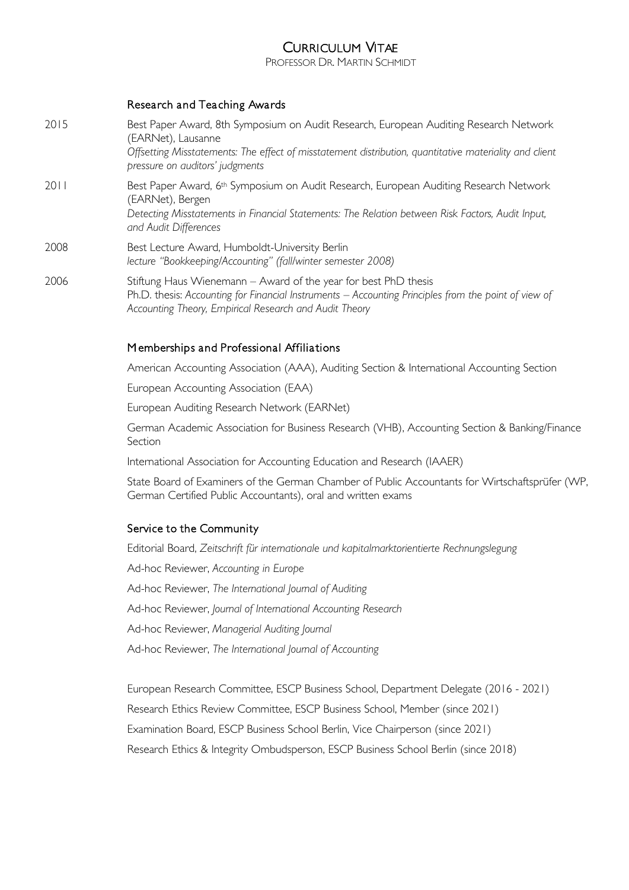# Curriculum Vitae

Professor Dr. Martin Schmidt

## Research and Teaching Awards

2015 Best Paper Award, 8th Symposium on Audit Research, European Auditing Research Network (EARNet), Lausanne
*Offsetting Misstatements: The effect of misstatement distribution, quantitative materiality and client pressure on auditors' judgments*

2011 Best Paper Award, 6th Symposium on Audit Research, European Auditing Research Network (EARNet), Bergen
*Detecting Misstatements in Financial Statements: The Relation between Risk Factors, Audit Input, and Audit Differences*

2008 Best Lecture Award, Humboldt-University Berlin
*lecture "Bookkeeping/Accounting" (fall/winter semester 2008)*

2006 Stiftung Haus Wienemann – Award of the year for best PhD thesis
Ph.D. thesis: *Accounting for Financial Instruments – Accounting Principles from the point of view of Accounting Theory, Empirical Research and Audit Theory*

## Memberships and Professional Affiliations

American Accounting Association (AAA), Auditing Section & International Accounting Section

European Accounting Association (EAA)

European Auditing Research Network (EARNet)

German Academic Association for Business Research (VHB), Accounting Section & Banking/Finance Section

International Association for Accounting Education and Research (IAAER)

State Board of Examiners of the German Chamber of Public Accountants for Wirtschaftsprüfer (WP, German Certified Public Accountants), oral and written exams

## Service to the Community

Editorial Board, *Zeitschrift für internationale und kapitalmarktorientierte Rechnungslegung*

Ad-hoc Reviewer, *Accounting in Europe*

Ad-hoc Reviewer, *The International Journal of Auditing*

Ad-hoc Reviewer, *Journal of International Accounting Research*

Ad-hoc Reviewer, *Managerial Auditing Journal*

Ad-hoc Reviewer, *The International Journal of Accounting*

European Research Committee, ESCP Business School, Department Delegate (2016 - 2021)

Research Ethics Review Committee, ESCP Business School, Member (since 2021)

Examination Board, ESCP Business School Berlin, Vice Chairperson (since 2021)

Research Ethics & Integrity Ombudsperson, ESCP Business School Berlin (since 2018)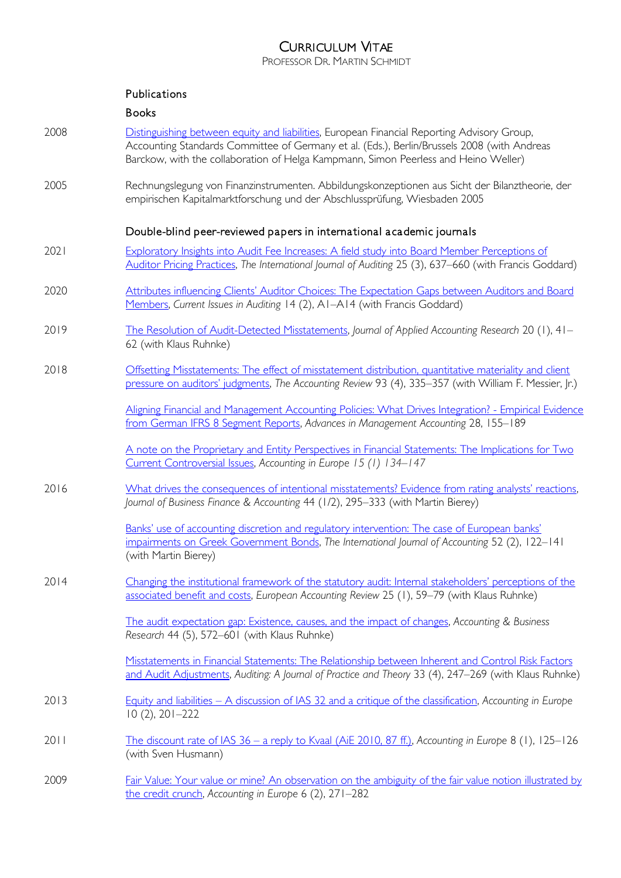# Curriculum Vitae

Professor Dr. Martin Schmidt

## Publications

### Books

2008 — Distinguishing between equity and liabilities, European Financial Reporting Advisory Group, Accounting Standards Committee of Germany et al. (Eds.), Berlin/Brussels 2008 (with Andreas Barckow, with the collaboration of Helga Kampmann, Simon Peerless and Heino Weller)

2005 — Rechnungslegung von Finanzinstrumenten. Abbildungskonzeptionen aus Sicht der Bilanztheorie, der empirischen Kapitalmarktforschung und der Abschlussprüfung, Wiesbaden 2005

### Double-blind peer-reviewed papers in international academic journals

2021 — Exploratory Insights into Audit Fee Increases: A field study into Board Member Perceptions of Auditor Pricing Practices, *The International Journal of Auditing* 25 (3), 637–660 (with Francis Goddard)

2020 — Attributes influencing Clients' Auditor Choices: The Expectation Gaps between Auditors and Board Members, *Current Issues in Auditing* 14 (2), A1–A14 (with Francis Goddard)

2019 — The Resolution of Audit-Detected Misstatements, *Journal of Applied Accounting Research* 20 (1), 41–62 (with Klaus Ruhnke)

2018 — Offsetting Misstatements: The effect of misstatement distribution, quantitative materiality and client pressure on auditors' judgments, *The Accounting Review* 93 (4), 335–357 (with William F. Messier, Jr.)

Aligning Financial and Management Accounting Policies: What Drives Integration? - Empirical Evidence from German IFRS 8 Segment Reports, *Advances in Management Accounting* 28, 155–189

A note on the Proprietary and Entity Perspectives in Financial Statements: The Implications for Two Current Controversial Issues, *Accounting in Europe 15 (1) 134–147*

2016 — What drives the consequences of intentional misstatements? Evidence from rating analysts' reactions, *Journal of Business Finance & Accounting* 44 (1/2), 295–333 (with Martin Bierey)

Banks' use of accounting discretion and regulatory intervention: The case of European banks' impairments on Greek Government Bonds, *The International Journal of Accounting* 52 (2), 122–141 (with Martin Bierey)

2014 — Changing the institutional framework of the statutory audit: Internal stakeholders' perceptions of the associated benefit and costs, *European Accounting Review* 25 (1), 59–79 (with Klaus Ruhnke)

The audit expectation gap: Existence, causes, and the impact of changes, *Accounting & Business Research* 44 (5), 572–601 (with Klaus Ruhnke)

Misstatements in Financial Statements: The Relationship between Inherent and Control Risk Factors and Audit Adjustments, *Auditing: A Journal of Practice and Theory* 33 (4), 247–269 (with Klaus Ruhnke)

2013 — Equity and liabilities – A discussion of IAS 32 and a critique of the classification, *Accounting in Europe* 10 (2), 201–222

2011 — The discount rate of IAS 36 – a reply to Kvaal (AiE 2010, 87 ff.), *Accounting in Europe* 8 (1), 125–126 (with Sven Husmann)

2009 — Fair Value: Your value or mine? An observation on the ambiguity of the fair value notion illustrated by the credit crunch, *Accounting in Europe* 6 (2), 271–282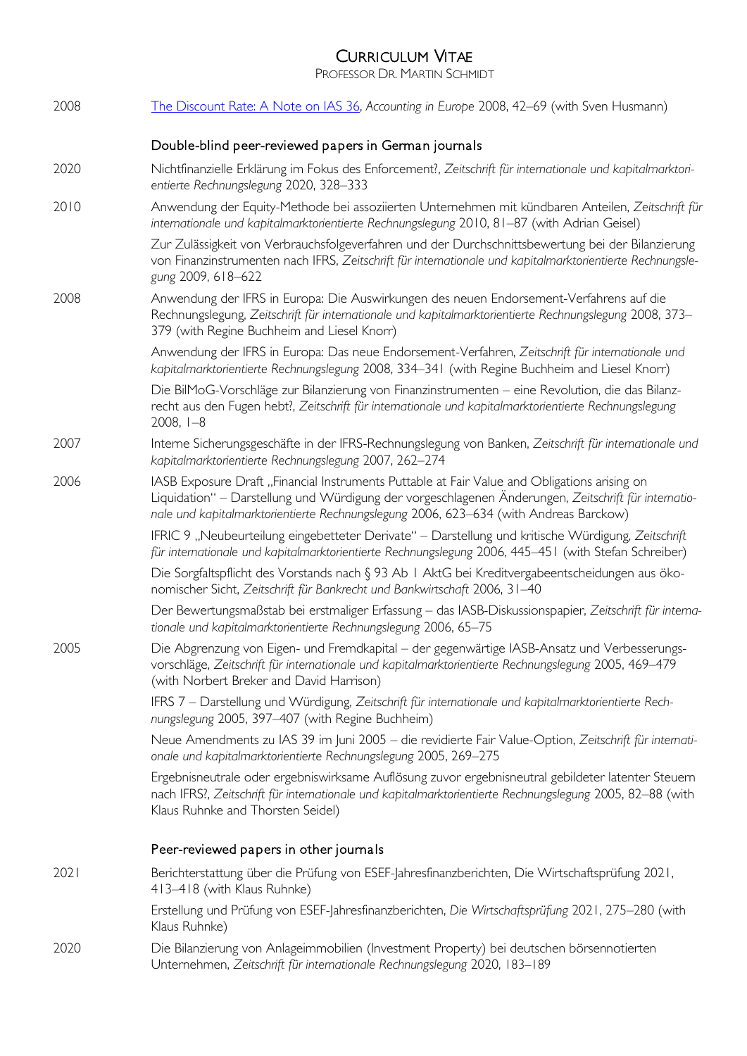2008 [The Discount Rate: A Note on IAS 36](), *Accounting in Europe* 2008, 42–69 (with Sven Husmann)

## Double-blind peer-reviewed papers in German journals

2020 Nichtfinanzielle Erklärung im Fokus des Enforcement?, *Zeitschrift für internationale und kapitalmarktorientierte Rechnungslegung* 2020, 328–333

2010 Anwendung der Equity-Methode bei assoziierten Unternehmen mit kündbaren Anteilen, *Zeitschrift für internationale und kapitalmarktorientierte Rechnungslegung* 2010, 81–87 (with Adrian Geisel)

Zur Zulässigkeit von Verbrauchsfolgeverfahren und der Durchschnittsbewertung bei der Bilanzierung von Finanzinstrumenten nach IFRS, *Zeitschrift für internationale und kapitalmarktorientierte Rechnungslegung* 2009, 618–622

2008 Anwendung der IFRS in Europa: Die Auswirkungen des neuen Endorsement-Verfahrens auf die Rechnungslegung, *Zeitschrift für internationale und kapitalmarktorientierte Rechnungslegung* 2008, 373–379 (with Regine Buchheim and Liesel Knorr)

Anwendung der IFRS in Europa: Das neue Endorsement-Verfahren, *Zeitschrift für internationale und kapitalmarktorientierte Rechnungslegung* 2008, 334–341 (with Regine Buchheim and Liesel Knorr)

Die BilMoG-Vorschläge zur Bilanzierung von Finanzinstrumenten – eine Revolution, die das Bilanzrecht aus den Fugen hebt?, *Zeitschrift für internationale und kapitalmarktorientierte Rechnungslegung* 2008, 1–8

2007 Interne Sicherungsgeschäfte in der IFRS-Rechnungslegung von Banken, *Zeitschrift für internationale und kapitalmarktorientierte Rechnungslegung* 2007, 262–274

2006 IASB Exposure Draft „Financial Instruments Puttable at Fair Value and Obligations arising on Liquidation" – Darstellung und Würdigung der vorgeschlagenen Änderungen, *Zeitschrift für internationale und kapitalmarktorientierte Rechnungslegung* 2006, 623–634 (with Andreas Barckow)

IFRIC 9 „Neubeurteilung eingebetteter Derivate" – Darstellung und kritische Würdigung, *Zeitschrift für internationale und kapitalmarktorientierte Rechnungslegung* 2006, 445–451 (with Stefan Schreiber)

Die Sorgfaltspflicht des Vorstands nach § 93 Ab 1 AktG bei Kreditvergabeentscheidungen aus ökonomischer Sicht, *Zeitschrift für Bankrecht und Bankwirtschaft* 2006, 31–40

Der Bewertungsmaßstab bei erstmaliger Erfassung – das IASB-Diskussionspapier, *Zeitschrift für internationale und kapitalmarktorientierte Rechnungslegung* 2006, 65–75

2005 Die Abgrenzung von Eigen- und Fremdkapital – der gegenwärtige IASB-Ansatz und Verbesserungsvorschläge, *Zeitschrift für internationale und kapitalmarktorientierte Rechnungslegung* 2005, 469–479 (with Norbert Breker and David Harrison)

IFRS 7 – Darstellung und Würdigung, *Zeitschrift für internationale und kapitalmarktorientierte Rechnungslegung* 2005, 397–407 (with Regine Buchheim)

Neue Amendments zu IAS 39 im Juni 2005 – die revidierte Fair Value-Option, *Zeitschrift für internationale und kapitalmarktorientierte Rechnungslegung* 2005, 269–275

Ergebnisneutrale oder ergebniswirksame Auflösung zuvor ergebnisneutral gebildeter latenter Steuern nach IFRS?, *Zeitschrift für internationale und kapitalmarktorientierte Rechnungslegung* 2005, 82–88 (with Klaus Ruhnke and Thorsten Seidel)

## Peer-reviewed papers in other journals

2021 Berichterstattung über die Prüfung von ESEF-Jahresfinanzberichten, Die Wirtschaftsprüfung 2021, 413–418 (with Klaus Ruhnke)

Erstellung und Prüfung von ESEF-Jahresfinanzberichten, *Die Wirtschaftsprüfung* 2021, 275–280 (with Klaus Ruhnke)

2020 Die Bilanzierung von Anlageimmobilien (Investment Property) bei deutschen börsennotierten Unternehmen, *Zeitschrift für internationale Rechnungslegung* 2020, 183–189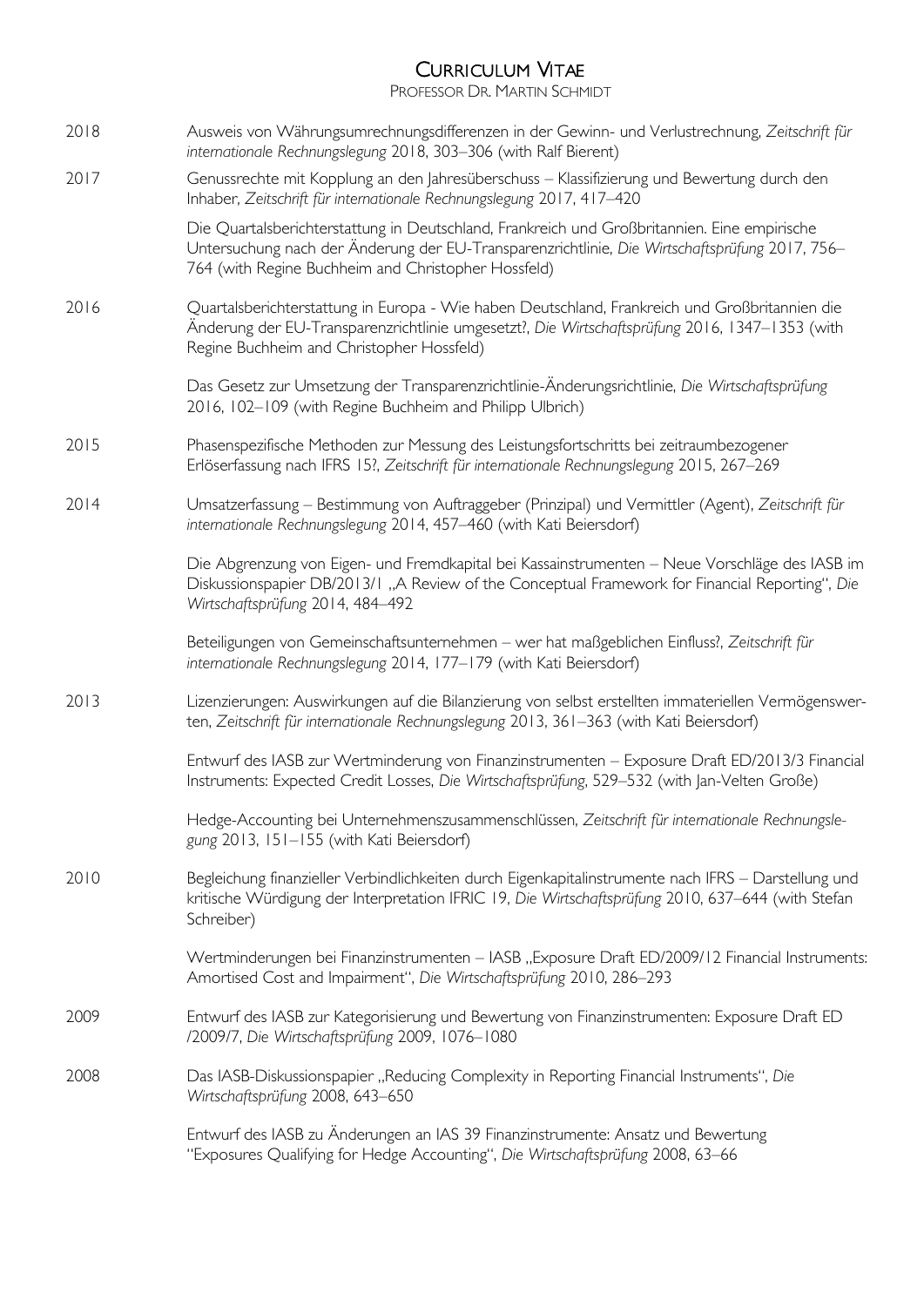# CURRICULUM VITAE

PROFESSOR DR. MARTIN SCHMIDT

| | |
|---|---|
| 2018 | Ausweis von Währungsumrechnungsdifferenzen in der Gewinn- und Verlustrechnung, *Zeitschrift für internationale Rechnungslegung* 2018, 303–306 (with Ralf Bierent) |
| 2017 | Genussrechte mit Kopplung an den Jahresüberschuss – Klassifizierung und Bewertung durch den Inhaber, *Zeitschrift für internationale Rechnungslegung* 2017, 417–420 |
| | Die Quartalsberichterstattung in Deutschland, Frankreich und Großbritannien. Eine empirische Untersuchung nach der Änderung der EU-Transparenzrichtlinie, *Die Wirtschaftsprüfung* 2017, 756–764 (with Regine Buchheim and Christopher Hossfeld) |
| 2016 | Quartalsberichterstattung in Europa - Wie haben Deutschland, Frankreich und Großbritannien die Änderung der EU-Transparenzrichtlinie umgesetzt?, *Die Wirtschaftsprüfung* 2016, 1347–1353 (with Regine Buchheim and Christopher Hossfeld) |
| | Das Gesetz zur Umsetzung der Transparenzrichtlinie-Änderungsrichtlinie, *Die Wirtschaftsprüfung* 2016, 102–109 (with Regine Buchheim and Philipp Ulbrich) |
| 2015 | Phasenspezifische Methoden zur Messung des Leistungsfortschritts bei zeitraumbezogener Erlöserfassung nach IFRS 15?, *Zeitschrift für internationale Rechnungslegung* 2015, 267–269 |
| 2014 | Umsatzerfassung – Bestimmung von Auftraggeber (Prinzipal) und Vermittler (Agent), *Zeitschrift für internationale Rechnungslegung* 2014, 457–460 (with Kati Beiersdorf) |
| | Die Abgrenzung von Eigen- und Fremdkapital bei Kassainstrumenten – Neue Vorschläge des IASB im Diskussionspapier DB/2013/1 „A Review of the Conceptual Framework for Financial Reporting", *Die Wirtschaftsprüfung* 2014, 484–492 |
| | Beteiligungen von Gemeinschaftsunternehmen – wer hat maßgeblichen Einfluss?, *Zeitschrift für internationale Rechnungslegung* 2014, 177–179 (with Kati Beiersdorf) |
| 2013 | Lizenzierungen: Auswirkungen auf die Bilanzierung von selbst erstellten immateriellen Vermögenswerten, *Zeitschrift für internationale Rechnungslegung* 2013, 361–363 (with Kati Beiersdorf) |
| | Entwurf des IASB zur Wertminderung von Finanzinstrumenten – Exposure Draft ED/2013/3 Financial Instruments: Expected Credit Losses, *Die Wirtschaftsprüfung*, 529–532 (with Jan-Velten Große) |
| | Hedge-Accounting bei Unternehmenszusammenschlüssen, *Zeitschrift für internationale Rechnungslegung* 2013, 151–155 (with Kati Beiersdorf) |
| 2010 | Begleichung finanzieller Verbindlichkeiten durch Eigenkapitalinstrumente nach IFRS – Darstellung und kritische Würdigung der Interpretation IFRIC 19, *Die Wirtschaftsprüfung* 2010, 637–644 (with Stefan Schreiber) |
| | Wertminderungen bei Finanzinstrumenten – IASB „Exposure Draft ED/2009/12 Financial Instruments: Amortised Cost and Impairment", *Die Wirtschaftsprüfung* 2010, 286–293 |
| 2009 | Entwurf des IASB zur Kategorisierung und Bewertung von Finanzinstrumenten: Exposure Draft ED /2009/7, *Die Wirtschaftsprüfung* 2009, 1076–1080 |
| 2008 | Das IASB-Diskussionspapier „Reducing Complexity in Reporting Financial Instruments", *Die Wirtschaftsprüfung* 2008, 643–650 |
| | Entwurf des IASB zu Änderungen an IAS 39 Finanzinstrumente: Ansatz und Bewertung "Exposures Qualifying for Hedge Accounting", *Die Wirtschaftsprüfung* 2008, 63–66 |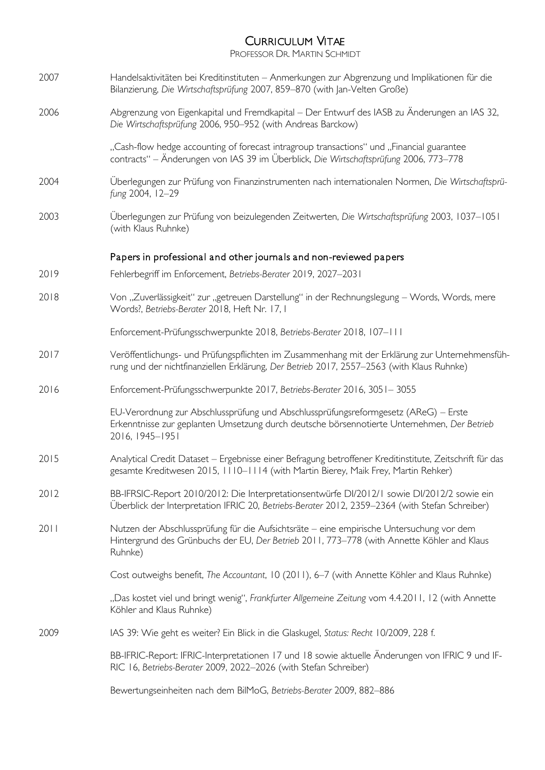# Curriculum Vitae

Professor Dr. Martin Schmidt

2007 Handelsaktivitäten bei Kreditinstituten – Anmerkungen zur Abgrenzung und Implikationen für die Bilanzierung, *Die Wirtschaftsprüfung* 2007, 859–870 (with Jan-Velten Große)

2006 Abgrenzung von Eigenkapital und Fremdkapital – Der Entwurf des IASB zu Änderungen an IAS 32, *Die Wirtschaftsprüfung* 2006, 950–952 (with Andreas Barckow)

„Cash-flow hedge accounting of forecast intragroup transactions" und „Financial guarantee contracts" – Änderungen von IAS 39 im Überblick, *Die Wirtschaftsprüfung* 2006, 773–778

2004 Überlegungen zur Prüfung von Finanzinstrumenten nach internationalen Normen, *Die Wirtschaftsprüfung* 2004, 12–29

2003 Überlegungen zur Prüfung von beizulegenden Zeitwerten, *Die Wirtschaftsprüfung* 2003, 1037–1051 (with Klaus Ruhnke)

## Papers in professional and other journals and non-reviewed papers

2019 Fehlerbegriff im Enforcement, *Betriebs-Berater* 2019, 2027–2031

2018 Von „Zuverlässigkeit" zur „getreuen Darstellung" in der Rechnungslegung – Words, Words, mere Words?, *Betriebs-Berater* 2018, Heft Nr. 17, I

Enforcement-Prüfungsschwerpunkte 2018, *Betriebs-Berater* 2018, 107–111

2017 Veröffentlichungs- und Prüfungspflichten im Zusammenhang mit der Erklärung zur Unternehmensführung und der nichtfinanziellen Erklärung, *Der Betrieb* 2017, 2557–2563 (with Klaus Ruhnke)

2016 Enforcement-Prüfungsschwerpunkte 2017, *Betriebs-Berater* 2016, 3051– 3055

EU-Verordnung zur Abschlussprüfung und Abschlussprüfungsreformgesetz (AReG) – Erste Erkenntnisse zur geplanten Umsetzung durch deutsche börsennotierte Unternehmen, *Der Betrieb* 2016, 1945–1951

2015 Analytical Credit Dataset – Ergebnisse einer Befragung betroffener Kreditinstitute, Zeitschrift für das gesamte Kreditwesen 2015, 1110–1114 (with Martin Bierey, Maik Frey, Martin Rehker)

2012 BB-IFRSIC-Report 2010/2012: Die Interpretationsentwürfe DI/2012/1 sowie DI/2012/2 sowie ein Überblick der Interpretation IFRIC 20, *Betriebs-Berater* 2012, 2359–2364 (with Stefan Schreiber)

2011 Nutzen der Abschlussprüfung für die Aufsichtsräte – eine empirische Untersuchung vor dem Hintergrund des Grünbuchs der EU, *Der Betrieb* 2011, 773–778 (with Annette Köhler and Klaus Ruhnke)

Cost outweighs benefit, *The Accountant*, 10 (2011), 6–7 (with Annette Köhler and Klaus Ruhnke)

„Das kostet viel und bringt wenig", *Frankfurter Allgemeine Zeitung* vom 4.4.2011, 12 (with Annette Köhler and Klaus Ruhnke)

2009 IAS 39: Wie geht es weiter? Ein Blick in die Glaskugel, *Status: Recht* 10/2009, 228 f.

BB-IFRIC-Report: IFRIC-Interpretationen 17 und 18 sowie aktuelle Änderungen von IFRIC 9 und IFRIC 16, *Betriebs-Berater* 2009, 2022–2026 (with Stefan Schreiber)

Bewertungseinheiten nach dem BilMoG, *Betriebs-Berater* 2009, 882–886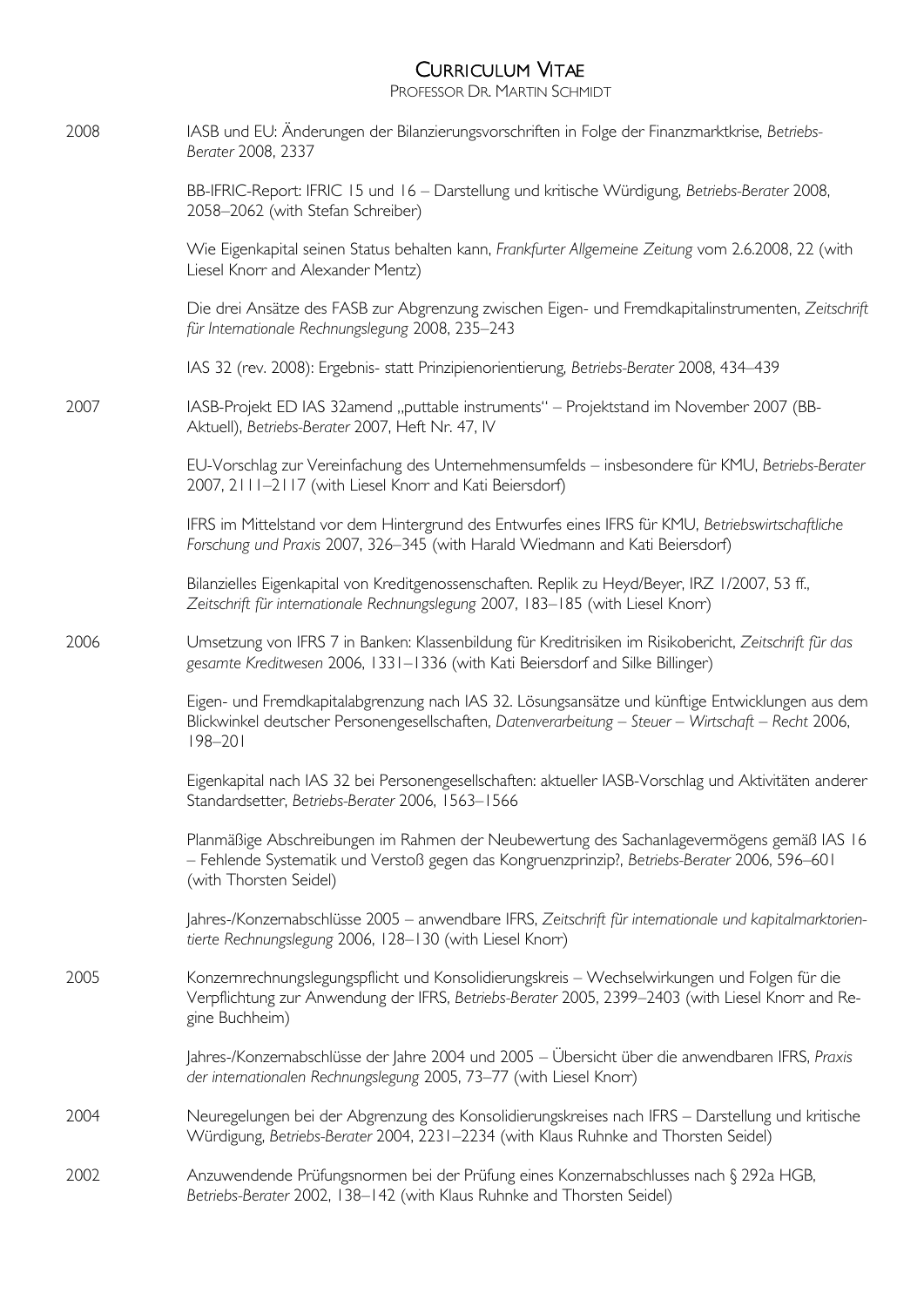# Curriculum Vitae

Professor Dr. Martin Schmidt

2008

IASB und EU: Änderungen der Bilanzierungsvorschriften in Folge der Finanzmarktkrise, *Betriebs-Berater* 2008, 2337

BB-IFRIC-Report: IFRIC 15 und 16 – Darstellung und kritische Würdigung, *Betriebs-Berater* 2008, 2058–2062 (with Stefan Schreiber)

Wie Eigenkapital seinen Status behalten kann, *Frankfurter Allgemeine Zeitung* vom 2.6.2008, 22 (with Liesel Knorr and Alexander Mentz)

Die drei Ansätze des FASB zur Abgrenzung zwischen Eigen- und Fremdkapitalinstrumenten, *Zeitschrift für Internationale Rechnungslegung* 2008, 235–243

IAS 32 (rev. 2008): Ergebnis- statt Prinzipienorientierung, *Betriebs-Berater* 2008, 434–439

2007

IASB-Projekt ED IAS 32amend „puttable instruments" – Projektstand im November 2007 (BB-Aktuell), *Betriebs-Berater* 2007, Heft Nr. 47, IV

EU-Vorschlag zur Vereinfachung des Unternehmensumfelds – insbesondere für KMU, *Betriebs-Berater* 2007, 2111–2117 (with Liesel Knorr and Kati Beiersdorf)

IFRS im Mittelstand vor dem Hintergrund des Entwurfes eines IFRS für KMU, *Betriebswirtschaftliche Forschung und Praxis* 2007, 326–345 (with Harald Wiedmann and Kati Beiersdorf)

Bilanzielles Eigenkapital von Kreditgenossenschaften. Replik zu Heyd/Beyer, IRZ 1/2007, 53 ff., *Zeitschrift für internationale Rechnungslegung* 2007, 183–185 (with Liesel Knorr)

2006

Umsetzung von IFRS 7 in Banken: Klassenbildung für Kreditrisiken im Risikobericht, *Zeitschrift für das gesamte Kreditwesen* 2006, 1331–1336 (with Kati Beiersdorf and Silke Billinger)

Eigen- und Fremdkapitalabgrenzung nach IAS 32. Lösungsansätze und künftige Entwicklungen aus dem Blickwinkel deutscher Personengesellschaften, *Datenverarbeitung – Steuer – Wirtschaft – Recht* 2006, 198–201

Eigenkapital nach IAS 32 bei Personengesellschaften: aktueller IASB-Vorschlag und Aktivitäten anderer Standardsetter, *Betriebs-Berater* 2006, 1563–1566

Planmäßige Abschreibungen im Rahmen der Neubewertung des Sachanlagevermögens gemäß IAS 16 – Fehlende Systematik und Verstoß gegen das Kongruenzprinzip?, *Betriebs-Berater* 2006, 596–601 (with Thorsten Seidel)

Jahres-/Konzernabschlüsse 2005 – anwendbare IFRS, *Zeitschrift für internationale und kapitalmarktorientierte Rechnungslegung* 2006, 128–130 (with Liesel Knorr)

2005

Konzernrechnungslegungspflicht und Konsolidierungskreis – Wechselwirkungen und Folgen für die Verpflichtung zur Anwendung der IFRS, *Betriebs-Berater* 2005, 2399–2403 (with Liesel Knorr and Regine Buchheim)

Jahres-/Konzernabschlüsse der Jahre 2004 und 2005 – Übersicht über die anwendbaren IFRS, *Praxis der internationalen Rechnungslegung* 2005, 73–77 (with Liesel Knorr)

2004

Neuregelungen bei der Abgrenzung des Konsolidierungskreises nach IFRS – Darstellung und kritische Würdigung, *Betriebs-Berater* 2004, 2231–2234 (with Klaus Ruhnke and Thorsten Seidel)

2002

Anzuwendende Prüfungsnormen bei der Prüfung eines Konzernabschlusses nach § 292a HGB, *Betriebs-Berater* 2002, 138–142 (with Klaus Ruhnke and Thorsten Seidel)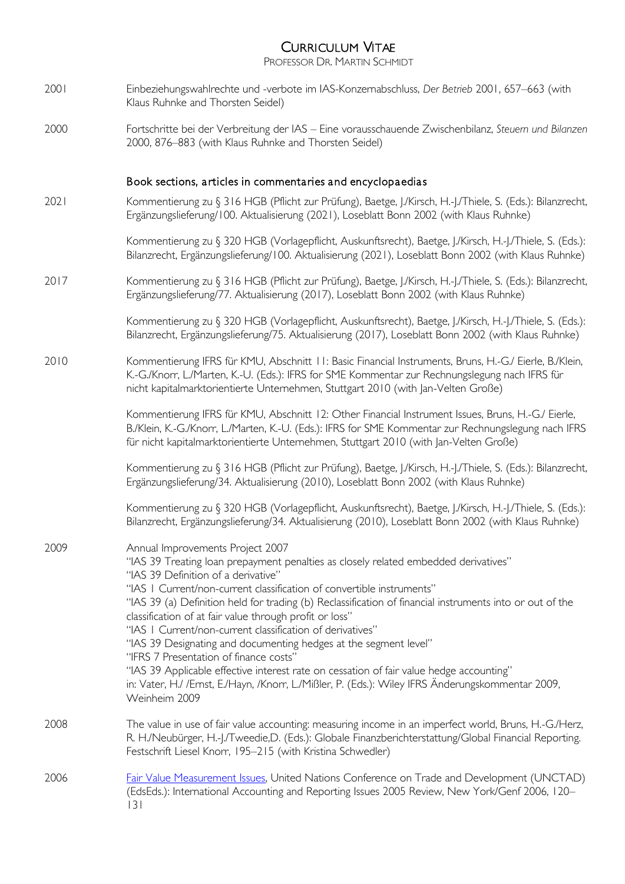2001 Einbeziehungswahlrechte und -verbote im IAS-Konzernabschluss, *Der Betrieb* 2001, 657–663 (with Klaus Ruhnke and Thorsten Seidel)

2000 Fortschritte bei der Verbreitung der IAS – Eine vorausschauende Zwischenbilanz, *Steuern und Bilanzen* 2000, 876–883 (with Klaus Ruhnke and Thorsten Seidel)

### Book sections, articles in commentaries and encyclopaedias

2021 Kommentierung zu § 316 HGB (Pflicht zur Prüfung), Baetge, J./Kirsch, H.-J./Thiele, S. (Eds.): Bilanzrecht, Ergänzungslieferung/100. Aktualisierung (2021), Loseblatt Bonn 2002 (with Klaus Ruhnke)

Kommentierung zu § 320 HGB (Vorlagepflicht, Auskunftsrecht), Baetge, J./Kirsch, H.-J./Thiele, S. (Eds.): Bilanzrecht, Ergänzungslieferung/100. Aktualisierung (2021), Loseblatt Bonn 2002 (with Klaus Ruhnke)

2017 Kommentierung zu § 316 HGB (Pflicht zur Prüfung), Baetge, J./Kirsch, H.-J./Thiele, S. (Eds.): Bilanzrecht, Ergänzungslieferung/77. Aktualisierung (2017), Loseblatt Bonn 2002 (with Klaus Ruhnke)

Kommentierung zu § 320 HGB (Vorlagepflicht, Auskunftsrecht), Baetge, J./Kirsch, H.-J./Thiele, S. (Eds.): Bilanzrecht, Ergänzungslieferung/75. Aktualisierung (2017), Loseblatt Bonn 2002 (with Klaus Ruhnke)

2010 Kommentierung IFRS für KMU, Abschnitt 11: Basic Financial Instruments, Bruns, H.-G./ Eierle, B./Klein, K.-G./Knorr, L./Marten, K.-U. (Eds.): IFRS for SME Kommentar zur Rechnungslegung nach IFRS für nicht kapitalmarktorientierte Unternehmen, Stuttgart 2010 (with Jan-Velten Große)

Kommentierung IFRS für KMU, Abschnitt 12: Other Financial Instrument Issues, Bruns, H.-G./ Eierle, B./Klein, K.-G./Knorr, L./Marten, K.-U. (Eds.): IFRS for SME Kommentar zur Rechnungslegung nach IFRS für nicht kapitalmarktorientierte Unternehmen, Stuttgart 2010 (with Jan-Velten Große)

Kommentierung zu § 316 HGB (Pflicht zur Prüfung), Baetge, J./Kirsch, H.-J./Thiele, S. (Eds.): Bilanzrecht, Ergänzungslieferung/34. Aktualisierung (2010), Loseblatt Bonn 2002 (with Klaus Ruhnke)

Kommentierung zu § 320 HGB (Vorlagepflicht, Auskunftsrecht), Baetge, J./Kirsch, H.-J./Thiele, S. (Eds.): Bilanzrecht, Ergänzungslieferung/34. Aktualisierung (2010), Loseblatt Bonn 2002 (with Klaus Ruhnke)

2009 Annual Improvements Project 2007
"IAS 39 Treating loan prepayment penalties as closely related embedded derivatives"
"IAS 39 Definition of a derivative"
"IAS 1 Current/non-current classification of convertible instruments"
"IAS 39 (a) Definition held for trading (b) Reclassification of financial instruments into or out of the classification of at fair value through profit or loss"
"IAS 1 Current/non-current classification of derivatives"
"IAS 39 Designating and documenting hedges at the segment level"
"IFRS 7 Presentation of finance costs"
"IAS 39 Applicable effective interest rate on cessation of fair value hedge accounting"
in: Vater, H./ /Ernst, E./Hayn, /Knorr, L./Mißler, P. (Eds.): Wiley IFRS Änderungskommentar 2009, Weinheim 2009

2008 The value in use of fair value accounting: measuring income in an imperfect world, Bruns, H.-G./Herz, R. H./Neubürger, H.-J./Tweedie,D. (Eds.): Globale Finanzberichterstattung/Global Financial Reporting. Festschrift Liesel Knorr, 195–215 (with Kristina Schwedler)

2006 Fair Value Measurement Issues, United Nations Conference on Trade and Development (UNCTAD) (EdsEds.): International Accounting and Reporting Issues 2005 Review, New York/Genf 2006, 120–131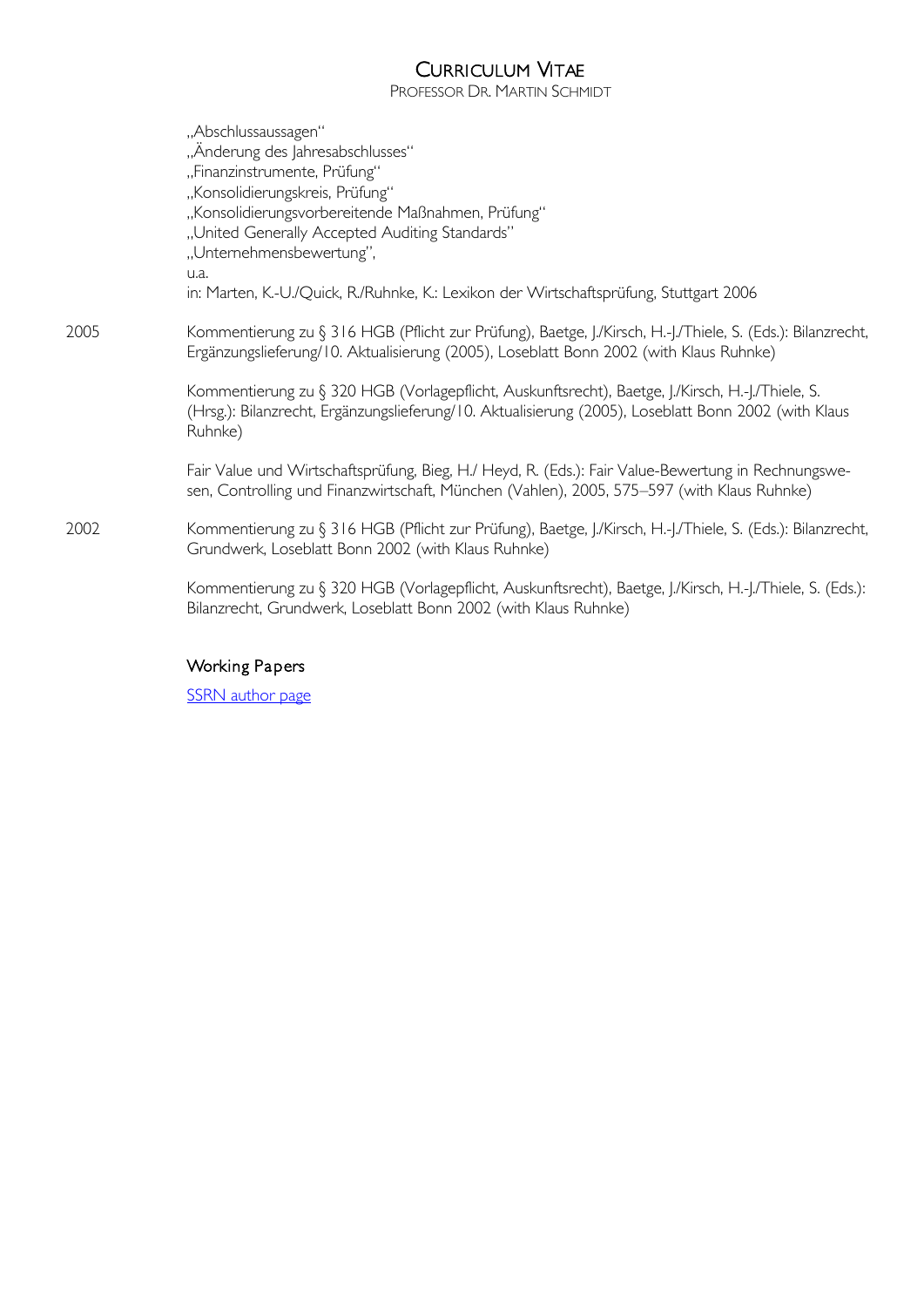„Abschlussaussagen"
„Änderung des Jahresabschlusses"
„Finanzinstrumente, Prüfung"
„Konsolidierungskreis, Prüfung"
„Konsolidierungsvorbereitende Maßnahmen, Prüfung"
„United Generally Accepted Auditing Standards"
„Unternehmensbewertung",
u.a.
in: Marten, K.-U./Quick, R./Ruhnke, K.: Lexikon der Wirtschaftsprüfung, Stuttgart 2006

2005 Kommentierung zu § 316 HGB (Pflicht zur Prüfung), Baetge, J./Kirsch, H.-J./Thiele, S. (Eds.): Bilanzrecht, Ergänzungslieferung/10. Aktualisierung (2005), Loseblatt Bonn 2002 (with Klaus Ruhnke)

Kommentierung zu § 320 HGB (Vorlagepflicht, Auskunftsrecht), Baetge, J./Kirsch, H.-J./Thiele, S. (Hrsg.): Bilanzrecht, Ergänzungslieferung/10. Aktualisierung (2005), Loseblatt Bonn 2002 (with Klaus Ruhnke)

Fair Value und Wirtschaftsprüfung, Bieg, H./ Heyd, R. (Eds.): Fair Value-Bewertung in Rechnungswesen, Controlling und Finanzwirtschaft, München (Vahlen), 2005, 575–597 (with Klaus Ruhnke)

2002 Kommentierung zu § 316 HGB (Pflicht zur Prüfung), Baetge, J./Kirsch, H.-J./Thiele, S. (Eds.): Bilanzrecht, Grundwerk, Loseblatt Bonn 2002 (with Klaus Ruhnke)

Kommentierung zu § 320 HGB (Vorlagepflicht, Auskunftsrecht), Baetge, J./Kirsch, H.-J./Thiele, S. (Eds.): Bilanzrecht, Grundwerk, Loseblatt Bonn 2002 (with Klaus Ruhnke)

## Working Papers

SSRN author page